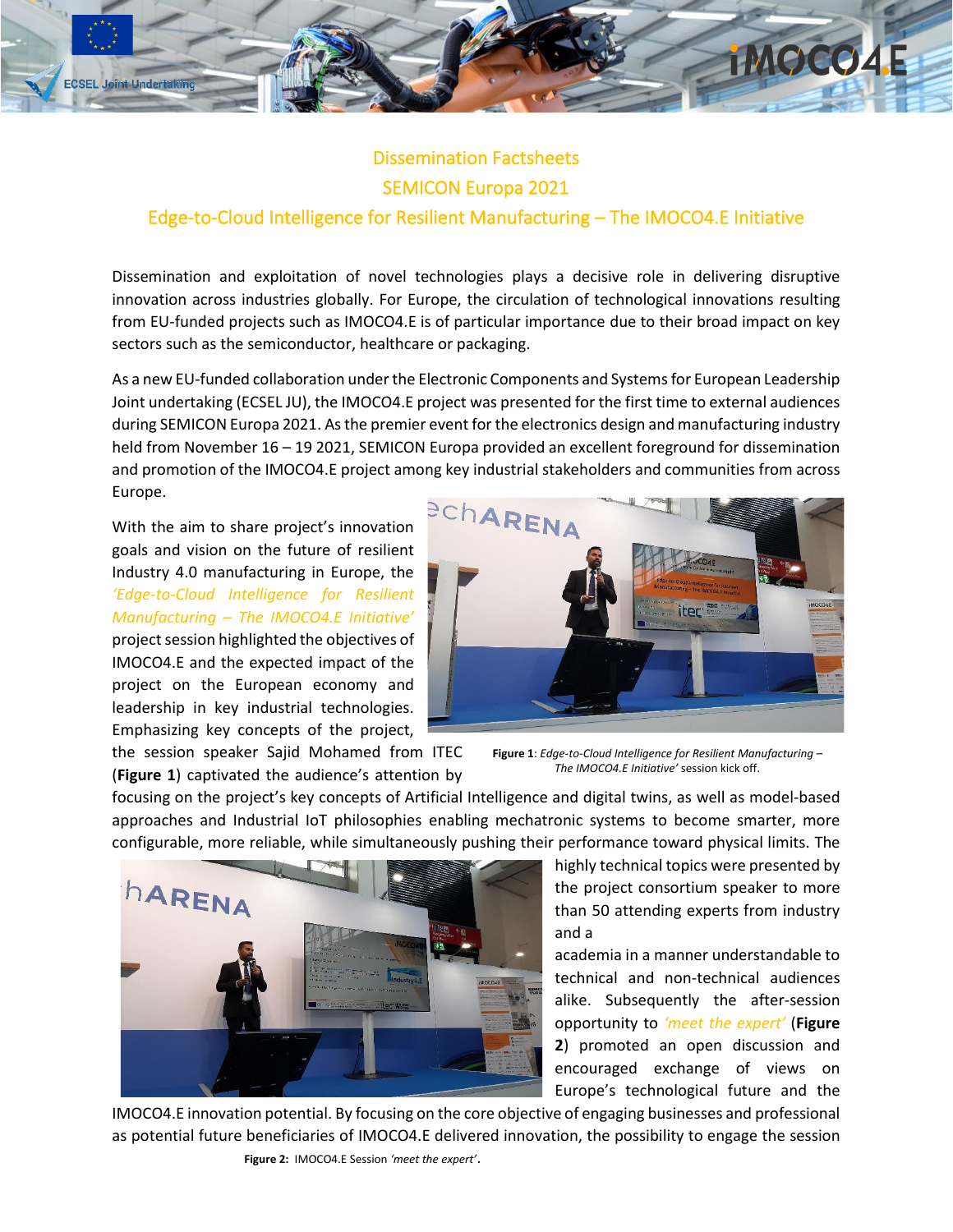# Dissemination Factsheets

## SEMICON Europa 2021

## Edge-to-Cloud Intelligence for Resilient Manufacturing – The IMOCO4.E Initiative

Dissemination and exploitation of novel technologies plays a decisive role in delivering disruptive innovation across industries globally. For Europe, the circulation of technological innovations resulting from EU-funded projects such as IMOCO4.E is of particular importance due to their broad impact on key sectors such as the semiconductor, healthcare or packaging.

As a new EU-funded collaboration under the Electronic Components and Systems for European Leadership Joint undertaking (ECSEL JU), the IMOCO4.E project was presented for the first time to external audiences during SEMICON Europa 2021. As the premier event for the electronics design and manufacturing industry held from November 16 – 19 2021, SEMICON Europa provided an excellent foreground for dissemination and promotion of the IMOCO4.E project among key industrial stakeholders and communities from across Europe.

With the aim to share project's innovation goals and vision on the future of resilient Industry 4.0 manufacturing in Europe, the *'Edge-to-Cloud Intelligence for Resilient Manufacturing – The IMOCO4.E Initiative'* project session highlighted the objectives of IMOCO4.E and the expected impact of the project on the European economy and leadership in key industrial technologies. Emphasizing key concepts of the project, the session speaker Sajid Mohamed from ITEC (**Figure 1**) captivated the audience's attention by focusing on the project's key concepts of Artificial Intelligence and digital twins, as well as model-based approaches and Industrial IoT philosophies enabling mechatronic systems to become smarter, more configurable, more reliable, while simultaneously pushing their performance toward physical limits. The highly technical topics were presented by the project consortium speaker to more than 50 attending experts from industry and a academia in a manner understandable to technical and non-technical audiences alike. Subsequently the after-session opportunity to *'meet the expert'* (**Figure 2**) promoted an open discussion and encouraged exchange of views on Europe's technological future and the IMOCO4.E innovation potential. By focusing on the core objective of engaging businesses and professional as potential future beneficiaries of IMOCO4.E delivered innovation, the possibility to engage the session

**Figure 1**: *Edge-to-Cloud Intelligence for Resilient Manufacturing – The IMOCO4.E Initiative'* session kick off.

**Figure 2:** IMOCO4.E Session *'meet the expert'*.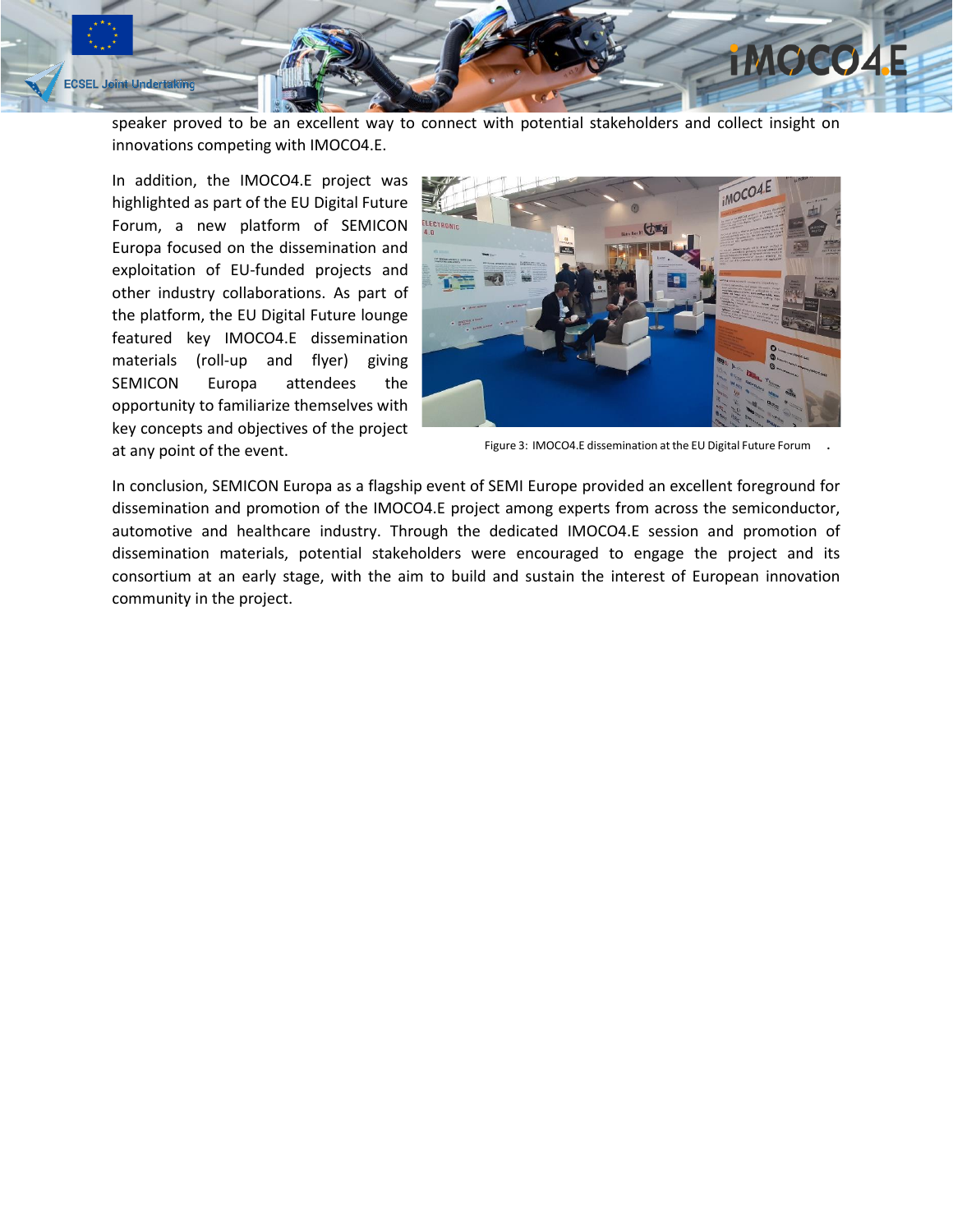speaker proved to be an excellent way to connect with potential stakeholders and collect insight on innovations competing with IMOCO4.E.

In addition, the IMOCO4.E project was highlighted as part of the EU Digital Future Forum, a new platform of SEMICON Europa focused on the dissemination and exploitation of EU-funded projects and other industry collaborations. As part of the platform, the EU Digital Future lounge featured key IMOCO4.E dissemination materials (roll-up and flyer) giving SEMICON Europa attendees the opportunity to familiarize themselves with key concepts and objectives of the project at any point of the event.

Figure 3: IMOCO4.E dissemination at the EU Digital Future Forum .

In conclusion, SEMICON Europa as a flagship event of SEMI Europe provided an excellent foreground for dissemination and promotion of the IMOCO4.E project among experts from across the semiconductor, automotive and healthcare industry. Through the dedicated IMOCO4.E session and promotion of dissemination materials, potential stakeholders were encouraged to engage the project and its consortium at an early stage, with the aim to build and sustain the interest of European innovation community in the project.